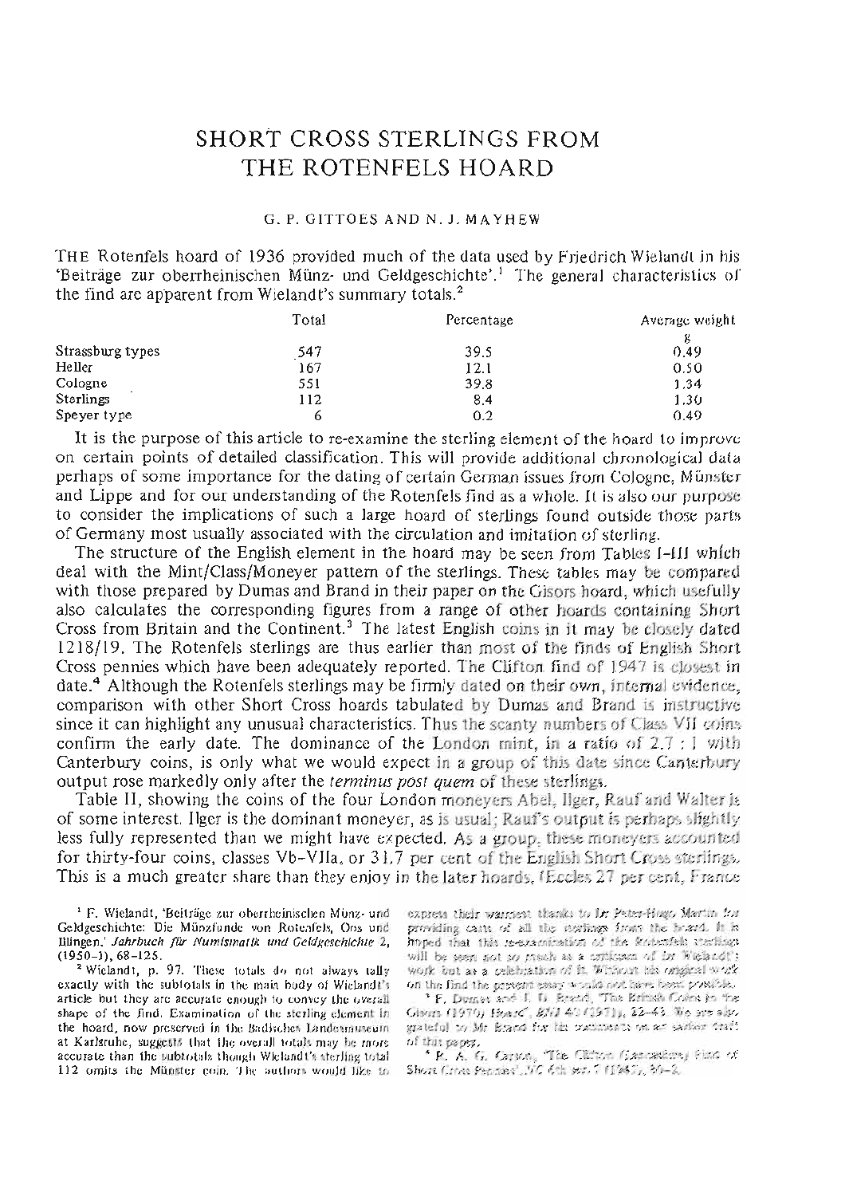# SHORT CROSS STERLINGS FROM THE ROTENFELS HOARD

G. P. GITTOES AND N. J. MAYHEW

THE Rotenfels hoard of 1936 provided much of the data used by Friedrich Wielandt in his 'Beiträge zur oberrheinischen Münz- und Geldgeschichte'.[1] The general characteristics of the find are apparent from Wielandt's summary totals.[2]

| | Total | Percentage | Average weight g |
|---|---|---|---|
| Strassburg types | 547 | 39.5 | 0.49 |
| Heller | 167 | 12.1 | 0.50 |
| Cologne | 551 | 39.8 | 1.34 |
| Sterlings | 112 | 8.4 | 1.30 |
| Speyer type | 6 | 0.2 | 0.49 |

It is the purpose of this article to re-examine the sterling element of the hoard to improve on certain points of detailed classification. This will provide additional chronological data perhaps of some importance for the dating of certain German issues from Cologne, Münster and Lippe and for our understanding of the Rotenfels find as a whole. It is also our purpose to consider the implications of such a large hoard of sterlings found outside those parts of Germany most usually associated with the circulation and imitation of sterling.

The structure of the English element in the hoard may be seen from Tables I–III which deal with the Mint/Class/Moneyer pattern of the sterlings. These tables may be compared with those prepared by Dumas and Brand in their paper on the Gisors hoard, which usefully also calculates the corresponding figures from a range of other hoards containing Short Cross from Britain and the Continent.[3] The latest English coins in it may be closely dated 1218/19. The Rotenfels sterlings are thus earlier than most of the finds of English Short Cross pennies which have been adequately reported. The Clifton find of 1947 is closest in date.[4] Although the Rotenfels sterlings may be firmly dated on their own, internal evidence, comparison with other Short Cross hoards tabulated by Dumas and Brand is instructive since it can highlight any unusual characteristics. Thus the scanty numbers of Class VII coins confirm the early date. The dominance of the London mint, in a ratio of 2.7 : 1 with Canterbury coins, is only what we would expect in a group of this date since Canterbury output rose markedly only after the *terminus post quem* of these sterlings.

Table II, showing the coins of the four London moneyers Abel, Ilger, Rauf and Walter is of some interest. Ilger is the dominant moneyer, as is usual; Rauf's output is perhaps slightly less fully represented than we might have expected. As a group, these moneyers accounted for thirty-four coins, classes Vb–VIIa, or 31.7 per cent of the English Short Cross sterlings. This is a much greater share than they enjoy in the later hoards. (Eccles 27 per cent, France

---

[1] F. Wielandt, 'Beiträge zur oberrheinischen Münz- und Geldgeschichte: Die Münzfunde von Rotenfels, Oos und Illingen,' *Jahrbuch für Numismatik und Geldgeschichte* 2, (1950–1), 68–125.

[2] Wielandt, p. 97. These totals do not always tally exactly with the subtotals in the main body of Wielandt's article but they are accurate enough to convey the overall shape of the find. Examination of the sterling element in the hoard, now preserved in the Badisches Landesmuseum at Karlsruhe, suggests that the overall totals may be more accurate than the subtotals though Wielandt's sterling total 112 omits the Münster coin. The authors would like to express their warmest thanks to Dr Peter-Hugo Martin for providing casts of all the sterlings from the hoard. It is hoped that this re-examination of the Rotenfels sterlings will be seen not so much as a criticism of Dr Wielandt's work but as a celebration of it. Without his original work on the find the present essay would not have been possible.

[3] F. Dumas and J. D. Brand, 'The British Coins in the Gisors (1970) Hoard', *BNJ* 40 (1971), 22–43. We are also grateful to Mr Brand for his comments on an earlier draft of this paper.

[4] R. A. G. Carson, 'The Clifton (Lancashire) Find of Short Cross Pennies', *NC* 6th ser. 7 (1947), 30–2.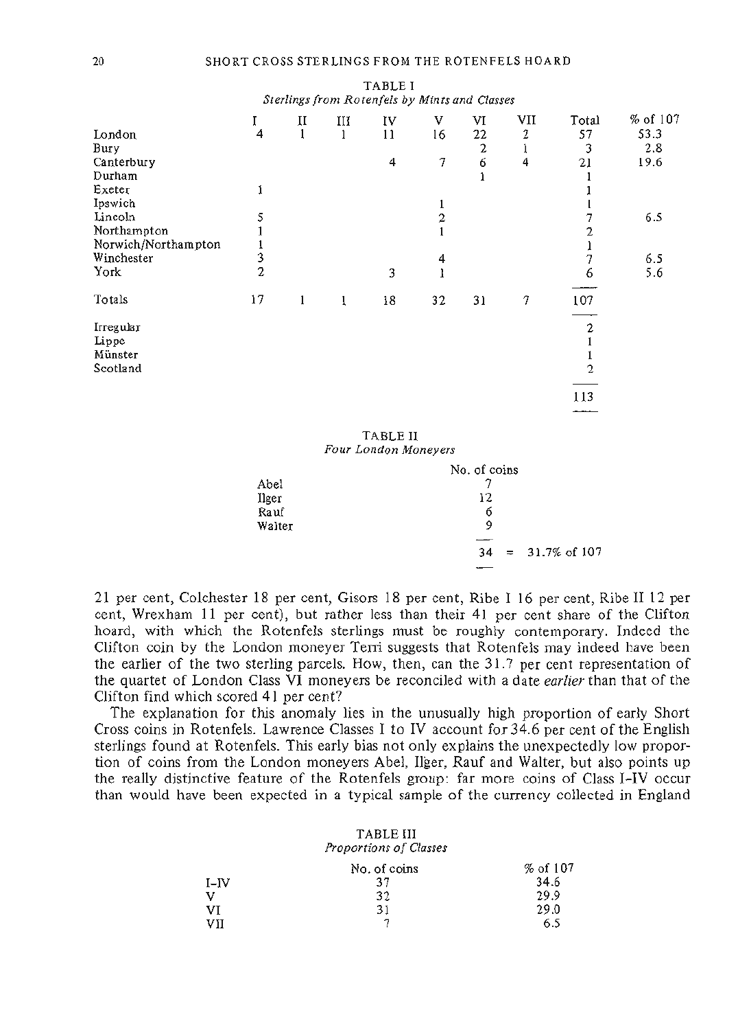TABLE I
*Sterlings from Rotenfels by Mints and Classes*

| | I | II | III | IV | V | VI | VII | Total | % of 107 |
|---|---|---|---|---|---|---|---|---|---|
| London | 4 | 1 | 1 | 11 | 16 | 22 | 2 | 57 | 53.3 |
| Bury | | | | | | 2 | 1 | 3 | 2.8 |
| Canterbury | | | | 4 | 7 | 6 | 4 | 21 | 19.6 |
| Durham | | | | | | 1 | | 1 | |
| Exeter | 1 | | | | | | | 1 | |
| Ipswich | | | | | 1 | | | 1 | |
| Lincoln | 5 | | | | 2 | | | 7 | 6.5 |
| Northampton | 1 | | | | 1 | | | 2 | |
| Norwich/Northampton | 1 | | | | | | | 1 | |
| Winchester | 3 | | | | 4 | | | 7 | 6.5 |
| York | 2 | | | 3 | 1 | | | 6 | 5.6 |
| Totals | 17 | 1 | 1 | 18 | 32 | 31 | 7 | 107 | |
| Irregular | | | | | | | | 2 | |
| Lippe | | | | | | | | 1 | |
| Münster | | | | | | | | 1 | |
| Scotland | | | | | | | | 2 | |
| | | | | | | | | 113 | |

TABLE II
*Four London Moneyers*

| | No. of coins |
|---|---|
| Abel | 7 |
| Ilger | 12 |
| Rauf | 6 |
| Walter | 9 |
| | 34 = 31.7% of 107 |

21 per cent, Colchester 18 per cent, Gisors 18 per cent, Ribe I 16 per cent, Ribe II 12 per cent, Wrexham 11 per cent), but rather less than their 41 per cent share of the Clifton hoard, with which the Rotenfels sterlings must be roughly contemporary. Indeed the Clifton coin by the London moneyer Terri suggests that Rotenfels may indeed have been the earlier of the two sterling parcels. How, then, can the 31.7 per cent representation of the quartet of London Class VI moneyers be reconciled with a date *earlier* than that of the Clifton find which scored 41 per cent?

The explanation for this anomaly lies in the unusually high proportion of early Short Cross coins in Rotenfels. Lawrence Classes I to IV account for 34.6 per cent of the English sterlings found at Rotenfels. This early bias not only explains the unexpectedly low proportion of coins from the London moneyers Abel, Ilger, Rauf and Walter, but also points up the really distinctive feature of the Rotenfels group: far more coins of Class I–IV occur than would have been expected in a typical sample of the currency collected in England

TABLE III
*Proportions of Classes*

| | No. of coins | % of 107 |
|---|---|---|
| I–IV | 37 | 34.6 |
| V | 32 | 29.9 |
| VI | 31 | 29.0 |
| VII | 7 | 6.5 |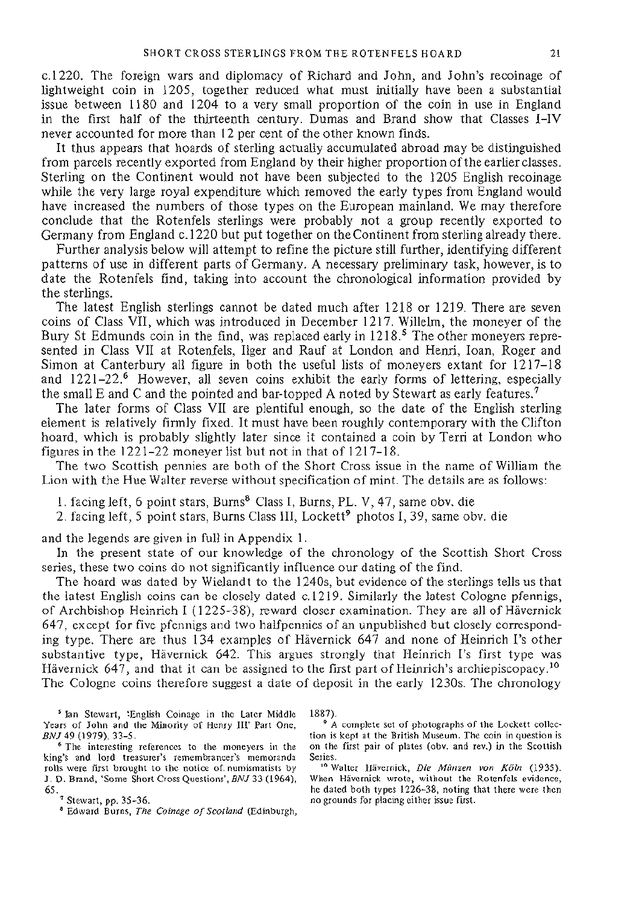c.1220. The foreign wars and diplomacy of Richard and John, and John's recoinage of lightweight coin in 1205, together reduced what must initially have been a substantial issue between 1180 and 1204 to a very small proportion of the coin in use in England in the first half of the thirteenth century. Dumas and Brand show that Classes I–IV never accounted for more than 12 per cent of the other known finds.

It thus appears that hoards of sterling actually accumulated abroad may be distinguished from parcels recently exported from England by their higher proportion of the earlier classes. Sterling on the Continent would not have been subjected to the 1205 English recoinage while the very large royal expenditure which removed the early types from England would have increased the numbers of those types on the European mainland. We may therefore conclude that the Rotenfels sterlings were probably not a group recently exported to Germany from England c.1220 but put together on the Continent from sterling already there.

Further analysis below will attempt to refine the picture still further, identifying different patterns of use in different parts of Germany. A necessary preliminary task, however, is to date the Rotenfels find, taking into account the chronological information provided by the sterlings.

The latest English sterlings cannot be dated much after 1218 or 1219. There are seven coins of Class VII, which was introduced in December 1217. Willelm, the moneyer of the Bury St Edmunds coin in the find, was replaced early in 1218.[5] The other moneyers represented in Class VII at Rotenfels, Ilger and Rauf at London and Henri, Ioan, Roger and Simon at Canterbury all figure in both the useful lists of moneyers extant for 1217–18 and 1221–22.[6] However, all seven coins exhibit the early forms of lettering, especially the small E and C and the pointed and bar-topped A noted by Stewart as early features.[7]

The later forms of Class VII are plentiful enough, so the date of the English sterling element is relatively firmly fixed. It must have been roughly contemporary with the Clifton hoard, which is probably slightly later since it contained a coin by Terri at London who figures in the 1221–22 moneyer list but not in that of 1217–18.

The two Scottish pennies are both of the Short Cross issue in the name of William the Lion with the Hue Walter reverse without specification of mint. The details are as follows:

1. facing left, 6 point stars, Burns[8] Class I, Burns, PL. V, 47, same obv. die
2. facing left, 5 point stars, Burns Class III, Lockett[9] photos I, 39, same obv. die

and the legends are given in full in Appendix 1.

In the present state of our knowledge of the chronology of the Scottish Short Cross series, these two coins do not significantly influence our dating of the find.

The hoard was dated by Wielandt to the 1240s, but evidence of the sterlings tells us that the latest English coins can be closely dated c.1219. Similarly the latest Cologne pfennigs, of Archbishop Heinrich I (1225-38), reward closer examination. They are all of Hävernick 647, except for five pfennigs and two halfpennies of an unpublished but closely corresponding type. There are thus 134 examples of Hävernick 647 and none of Heinrich I's other substantive type, Hävernick 642. This argues strongly that Heinrich I's first type was Hävernick 647, and that it can be assigned to the first part of Heinrich's archiepiscopacy.[10] The Cologne coins therefore suggest a date of deposit in the early 1230s. The chronology

---

[5] Ian Stewart, 'English Coinage in the Later Middle Years of John and the Minority of Henry III' Part One, *BNJ* 49 (1979), 33-5.

[6] The interesting references to the moneyers in the king's and lord treasurer's remembrancer's memoranda rolls were first brought to the notice of numismatists by J. D. Brand, 'Some Short Cross Questions', *BNJ* 33 (1964), 65.

[7] Stewart, pp. 35-36.

[8] Edward Burns, *The Coinage of Scotland* (Edinburgh, 1887).

[9] A complete set of photographs of the Lockett collection is kept at the British Museum. The coin in question is on the first pair of plates (obv. and rev.) in the Scottish Series.

[10] Walter Hävernick, *Die Münzen von Köln* (1935). When Hävernick wrote, without the Rotenfels evidence, he dated both types 1226-38, noting that there were then no grounds for placing either issue first.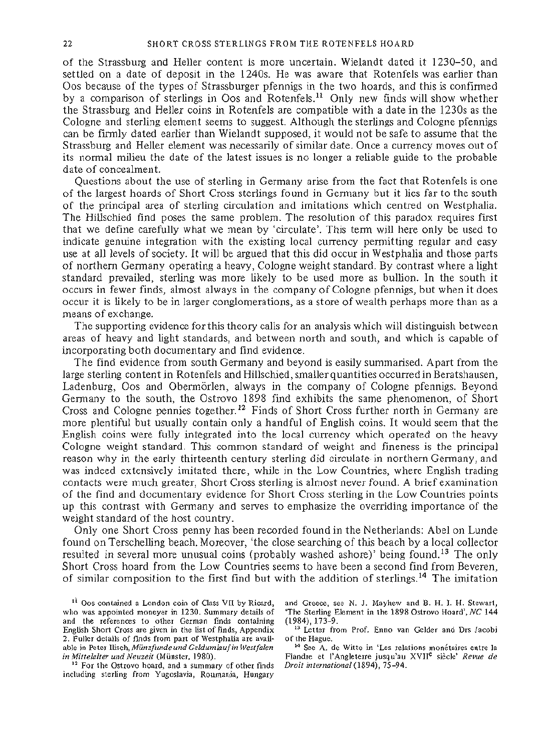of the Strassburg and Heller content is more uncertain. Wielandt dated it 1230–50, and settled on a date of deposit in the 1240s. He was aware that Rotenfels was earlier than Oos because of the types of Strassburger pfennigs in the two hoards, and this is confirmed by a comparison of sterlings in Oos and Rotenfels.[11] Only new finds will show whether the Strassburg and Heller coins in Rotenfels are compatible with a date in the 1230s as the Cologne and sterling element seems to suggest. Although the sterlings and Cologne pfennigs can be firmly dated earlier than Wielandt supposed, it would not be safe to assume that the Strassburg and Heller element was necessarily of similar date. Once a currency moves out of its normal milieu the date of the latest issues is no longer a reliable guide to the probable date of concealment.

Questions about the use of sterling in Germany arise from the fact that Rotenfels is one of the largest hoards of Short Cross sterlings found in Germany but it lies far to the south of the principal area of sterling circulation and imitations which centred on Westphalia. The Hillschied find poses the same problem. The resolution of this paradox requires first that we define carefully what we mean by 'circulate'. This term will here only be used to indicate genuine integration with the existing local currency permitting regular and easy use at all levels of society. It will be argued that this did occur in Westphalia and those parts of northern Germany operating a heavy, Cologne weight standard. By contrast where a light standard prevailed, sterling was more likely to be used more as bullion. In the south it occurs in fewer finds, almost always in the company of Cologne pfennigs, but when it does occur it is likely to be in larger conglomerations, as a store of wealth perhaps more than as a means of exchange.

The supporting evidence for this theory calls for an analysis which will distinguish between areas of heavy and light standards, and between north and south, and which is capable of incorporating both documentary and find evidence.

The find evidence from south Germany and beyond is easily summarised. Apart from the large sterling content in Rotenfels and Hillschied, smaller quantities occurred in Beratshausen, Ladenburg, Oos and Obermörlen, always in the company of Cologne pfennigs. Beyond Germany to the south, the Ostrovo 1898 find exhibits the same phenomenon, of Short Cross and Cologne pennies together.[12] Finds of Short Cross further north in Germany are more plentiful but usually contain only a handful of English coins. It would seem that the English coins were fully integrated into the local currency which operated on the heavy Cologne weight standard. This common standard of weight and fineness is the principal reason why in the early thirteenth century sterling did circulate in northern Germany, and was indeed extensively imitated there, while in the Low Countries, where English trading contacts were much greater, Short Cross sterling is almost never found. A brief examination of the find and documentary evidence for Short Cross sterling in the Low Countries points up this contrast with Germany and serves to emphasize the overriding importance of the weight standard of the host country.

Only one Short Cross penny has been recorded found in the Netherlands: Abel on Lunde found on Terschelling beach. Moreover, 'the close searching of this beach by a local collector resulted in several more unusual coins (probably washed ashore)' being found.[13] The only Short Cross hoard from the Low Countries seems to have been a second find from Beveren, of similar composition to the first find but with the addition of sterlings.[14] The imitation

[11] Oos contained a London coin of Class VII by Ricard, who was appointed moneyer in 1230. Summary details of and the references to other German finds containing English Short Cross are given in the list of finds, Appendix 2. Fuller details of finds from part of Westphalia are available in Peter Ilisch, *Münzfunde und Geldumlauf in Westfalen in Mittelalter und Neuzeit* (Münster, 1980).

[12] For the Ostrovo hoard, and a summary of other finds including sterling from Yugoslavia, Roumania, Hungary and Greece, see N. J. Mayhew and B. H. I. H. Stewart, 'The Sterling Element in the 1898 Ostrovo Hoard', *NC* 144 (1984), 173–9.

[13] Letter from Prof. Enno van Gelder and Drs Jacobi of the Hague.

[14] See A. de Witte in 'Les relations monétaires entre la Flandre et l'Angleterre jusqu'au XVII[e] siècle' *Revue de Droit international* (1894), 75–94.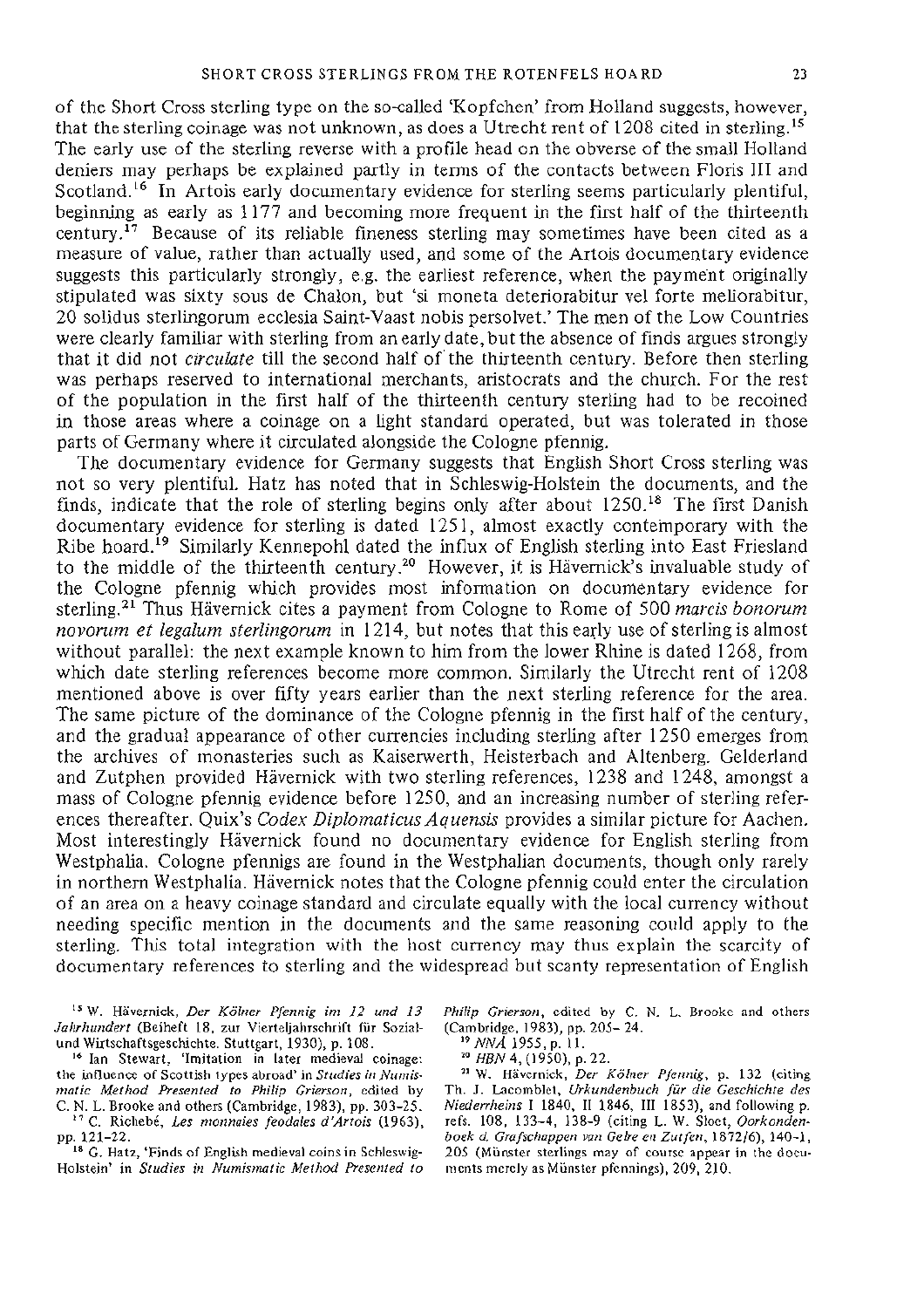of the Short Cross sterling type on the so-called 'Kopfchen' from Holland suggests, however, that the sterling coinage was not unknown, as does a Utrecht rent of 1208 cited in sterling.[15] The early use of the sterling reverse with a profile head on the obverse of the small Holland deniers may perhaps be explained partly in terms of the contacts between Floris III and Scotland.[16] In Artois early documentary evidence for sterling seems particularly plentiful, beginning as early as 1177 and becoming more frequent in the first half of the thirteenth century.[17] Because of its reliable fineness sterling may sometimes have been cited as a measure of value, rather than actually used, and some of the Artois documentary evidence suggests this particularly strongly, e.g. the earliest reference, when the payment originally stipulated was sixty sous de Chalon, but 'si moneta deteriorabitur vel forte meliorabitur, 20 solidus sterlingorum ecclesia Saint-Vaast nobis persolvet.' The men of the Low Countries were clearly familiar with sterling from an early date, but the absence of finds argues strongly that it did not *circulate* till the second half of the thirteenth century. Before then sterling was perhaps reserved to international merchants, aristocrats and the church. For the rest of the population in the first half of the thirteenth century sterling had to be recoined in those areas where a coinage on a light standard operated, but was tolerated in those parts of Germany where it circulated alongside the Cologne pfennig.

The documentary evidence for Germany suggests that English Short Cross sterling was not so very plentiful. Hatz has noted that in Schleswig-Holstein the documents, and the finds, indicate that the role of sterling begins only after about 1250.[18] The first Danish documentary evidence for sterling is dated 1251, almost exactly contemporary with the Ribe hoard.[19] Similarly Kennepohl dated the influx of English sterling into East Friesland to the middle of the thirteenth century.[20] However, it is Hävernick's invaluable study of the Cologne pfennig which provides most information on documentary evidence for sterling.[21] Thus Hävernick cites a payment from Cologne to Rome of 500 *marcis bonorum novorum et legalum sterlingorum* in 1214, but notes that this early use of sterling is almost without parallel: the next example known to him from the lower Rhine is dated 1268, from which date sterling references become more common. Similarly the Utrecht rent of 1208 mentioned above is over fifty years earlier than the next sterling reference for the area. The same picture of the dominance of the Cologne pfennig in the first half of the century, and the gradual appearance of other currencies including sterling after 1250 emerges from the archives of monasteries such as Kaiserwerth, Heisterbach and Altenberg. Gelderland and Zutphen provided Hävernick with two sterling references, 1238 and 1248, amongst a mass of Cologne pfennig evidence before 1250, and an increasing number of sterling references thereafter. Quix's *Codex Diplomaticus Aquensis* provides a similar picture for Aachen. Most interestingly Hävernick found no documentary evidence for English sterling from Westphalia. Cologne pfennigs are found in the Westphalian documents, though only rarely in northern Westphalia. Hävernick notes that the Cologne pfennig could enter the circulation of an area on a heavy coinage standard and circulate equally with the local currency without needing specific mention in the documents and the same reasoning could apply to the sterling. This total integration with the host currency may thus explain the scarcity of documentary references to sterling and the widespread but scanty representation of English

[15] W. Hävernick, *Der Kölner Pfennig im 12 und 13 Jahrhundert* (Beiheft 18, zur Vierteljahrschrift für Sozial- und Wirtschaftsgeschichte. Stuttgart, 1930), p. 108.

[16] Ian Stewart, 'Imitation in later medieval coinage: the influence of Scottish types abroad' in *Studies in Numismatic Method Presented to Philip Grierson*, edited by C. N. L. Brooke and others (Cambridge, 1983), pp. 303–25.

[17] C. Richebé, *Les monnaies feodales d'Artois* (1963), pp. 121–22.

[18] G. Hatz, 'Finds of English medieval coins in Schleswig-Holstein' in *Studies in Numismatic Method Presented to Philip Grierson*, edited by C. N. L. Brooke and others (Cambridge, 1983), pp. 205–24.

[19] *NNÅ* 1955, p. 11.

[20] *HBN* 4, (1950), p. 22.

[21] W. Hävernick, *Der Kölner Pfennig*, p. 132 (citing Th. J. Lacomblet, *Urkundenbuch für die Geschichte des Niederrheins* I 1840, II 1846, III 1853), and following p. refs. 108, 133–4, 138–9 (citing L. W. Sloet, *Oorkondenboek d. Grafschappen van Gelre en Zutfen*, 1872/6), 140–1, 205 (Münster sterlings may of course appear in the documents merely as Münster pfennings), 209, 210.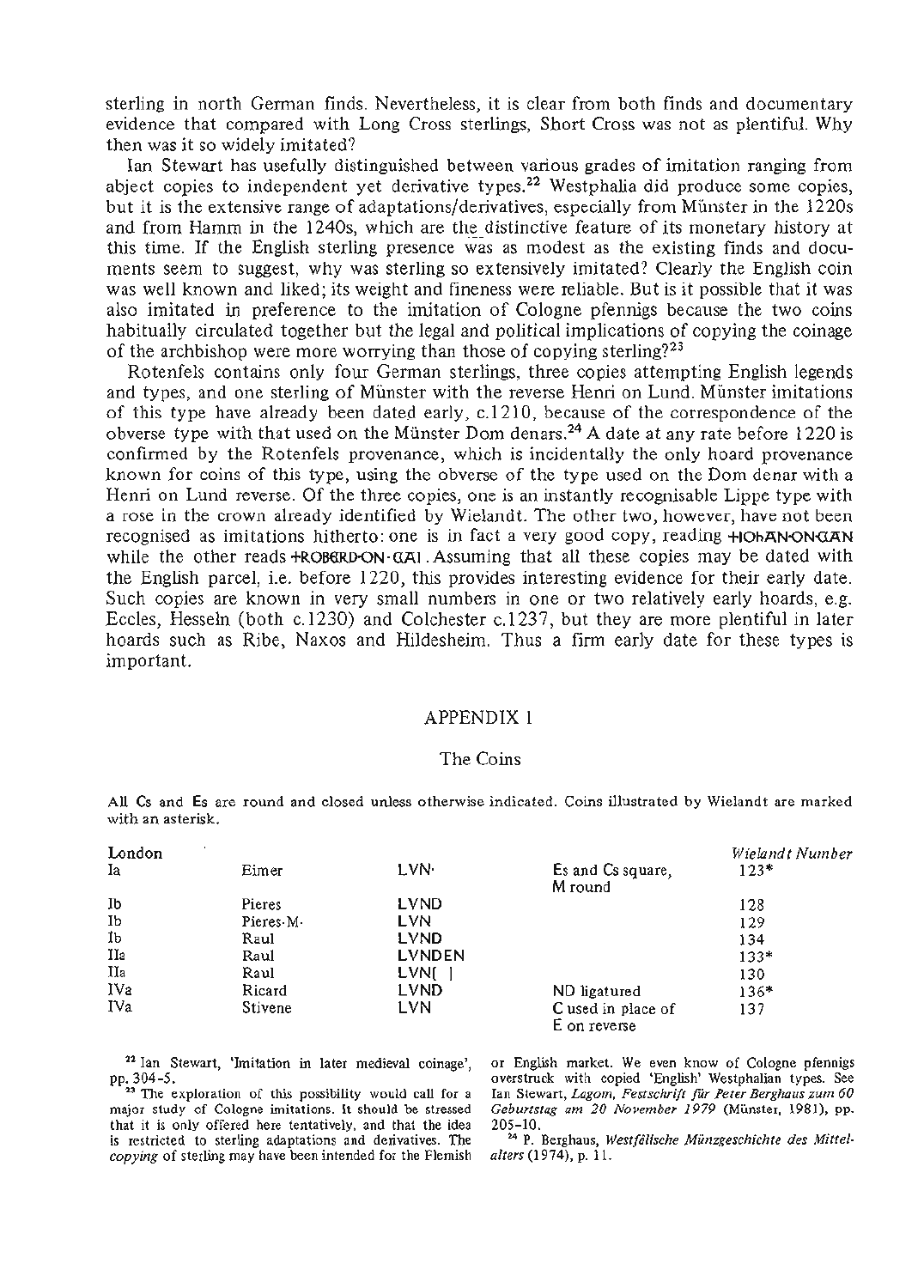sterling in north German finds. Nevertheless, it is clear from both finds and documentary evidence that compared with Long Cross sterlings, Short Cross was not as plentiful. Why then was it so widely imitated?

Ian Stewart has usefully distinguished between various grades of imitation ranging from abject copies to independent yet derivative types.[22] Westphalia did produce some copies, but it is the extensive range of adaptations/derivatives, especially from Münster in the 1220s and from Hamm in the 1240s, which are the distinctive feature of its monetary history at this time. If the English sterling presence was as modest as the existing finds and documents seem to suggest, why was sterling so extensively imitated? Clearly the English coin was well known and liked; its weight and fineness were reliable. But is it possible that it was also imitated in preference to the imitation of Cologne pfennigs because the two coins habitually circulated together but the legal and political implications of copying the coinage of the archbishop were more worrying than those of copying sterling?[23]

Rotenfels contains only four German sterlings, three copies attempting English legends and types, and one sterling of Münster with the reverse Henri on Lund. Münster imitations of this type have already been dated early, c.1210, because of the correspondence of the obverse type with that used on the Münster Dom denars.[24] A date at any rate before 1220 is confirmed by the Rotenfels provenance, which is incidentally the only hoard provenance known for coins of this type, using the obverse of the type used on the Dom denar with a Henri on Lund reverse. Of the three copies, one is an instantly recognisable Lippe type with a rose in the crown already identified by Wielandt. The other two, however, have not been recognised as imitations hitherto: one is in fact a very good copy, reading +IOhAN·ON·CAN while the other reads +ROBERD·ON·CAI. Assuming that all these copies may be dated with the English parcel, i.e. before 1220, this provides interesting evidence for their early date. Such copies are known in very small numbers in one or two relatively early hoards, e.g. Eccles, Hesseln (both c.1230) and Colchester c.1237, but they are more plentiful in later hoards such as Ribe, Naxos and Hildesheim. Thus a firm early date for these types is important.

## APPENDIX 1

### The Coins

All Cs and Es are round and closed unless otherwise indicated. Coins illustrated by Wielandt are marked with an asterisk.

| London | | | | *Wielandt Number* |
|---|---|---|---|---|
| Ia | Eimer | LVN· | Es and Cs square, M round | 123* |
| Ib | Pieres | LVND | | 128 |
| Ib | Pieres·M· | LVN | | 129 |
| Ib | Raul | LVND | | 134 |
| IIa | Raul | LVNDEN | | 133* |
| IIa | Raul | LVN[ ] | | 130 |
| IVa | Ricard | LVND | ND ligatured | 136* |
| IVa | Stivene | LVN | C used in place of E on reverse | 137 |

[22] Ian Stewart, 'Imitation in later medieval coinage', pp. 304–5.

[23] The exploration of this possibility would call for a major study of Cologne imitations. It should be stressed that it is only offered here tentatively, and that the idea is restricted to sterling adaptations and derivatives. The *copying* of sterling may have been intended for the Flemish or English market. We even know of Cologne pfennigs overstruck with copied 'English' Westphalian types. See Ian Stewart, *Lagom, Festschrift für Peter Berghaus zum 60 Geburtstag am 20 November 1979* (Münster, 1981), pp. 205–10.

[24] P. Berghaus, *Westfälische Münzgeschichte des Mittelalters* (1974), p. 11.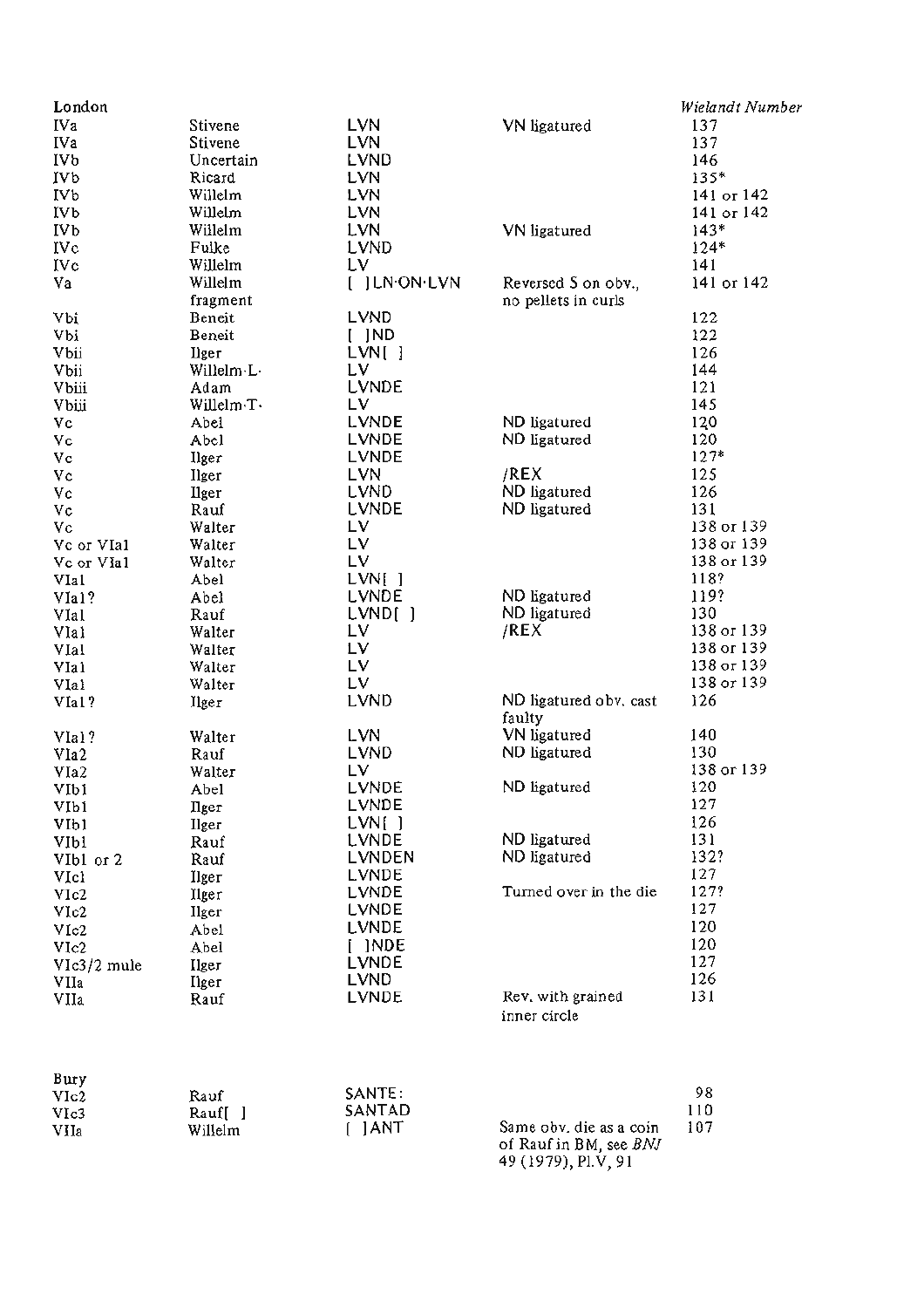| London | | | | *Wielandt Number* |
|---|---|---|---|---|
| IVa | Stivene | LVN | VN ligatured | 137 |
| IVa | Stivene | LVN | | 137 |
| IVb | Uncertain | LVND | | 146 |
| IVb | Ricard | LVN | | 135* |
| IVb | Willelm | LVN | | 141 or 142 |
| IVb | Willelm | LVN | | 141 or 142 |
| IVb | Willelm | LVN | VN ligatured | 143* |
| IVc | Fulke | LVND | | 124* |
| IVc | Willelm | LV | | 141 |
| Va | Willelm fragment | [ ]LN·ON·LVN | Reversed S on obv., no pellets in curls | 141 or 142 |
| Vbi | Beneit | LVND | | 122 |
| Vbi | Beneit | [ ]ND | | 122 |
| Vbii | Ilger | LVN[ ] | | 126 |
| Vbii | Willelm·L· | LV | | 144 |
| Vbiii | Adam | LVNDE | | 121 |
| Vbiii | Willelm·T· | LV | | 145 |
| Vc | Abel | LVNDE | ND ligatured | 120 |
| Vc | Abel | LVNDE | ND ligatured | 120 |
| Vc | Ilger | LVNDE | | 127* |
| Vc | Ilger | LVN | /REX | 125 |
| Vc | Ilger | LVND | ND ligatured | 126 |
| Vc | Rauf | LVNDE | ND ligatured | 131 |
| Vc | Walter | LV | | 138 or 139 |
| Vc or VIa1 | Walter | LV | | 138 or 139 |
| Vc or VIa1 | Walter | LV | | 138 or 139 |
| VIa1 | Abel | LVN[ ] | | 118? |
| VIa1? | Abel | LVNDE | ND ligatured | 119? |
| VIa1 | Rauf | LVND[ ] | ND ligatured | 130 |
| VIa1 | Walter | LV | /REX | 138 or 139 |
| VIa1 | Walter | LV | | 138 or 139 |
| VIa1 | Walter | LV | | 138 or 139 |
| VIa1 | Walter | LV | | 138 or 139 |
| VIa1? | Ilger | LVND | ND ligatured obv. cast faulty | 126 |
| VIa1? | Walter | LVN | VN ligatured | 140 |
| VIa2 | Rauf | LVND | ND ligatured | 130 |
| VIa2 | Walter | LV | | 138 or 139 |
| VIb1 | Abel | LVNDE | ND ligatured | 120 |
| VIb1 | Ilger | LVNDE | | 127 |
| VIb1 | Ilger | LVN[ ] | | 126 |
| VIb1 | Rauf | LVNDE | ND ligatured | 131 |
| VIb1 or 2 | Rauf | LVNDEN | ND ligatured | 132? |
| VIc1 | Ilger | LVNDE | | 127 |
| VIc2 | Ilger | LVNDE | Turned over in the die | 127? |
| VIc2 | Ilger | LVNDE | | 127 |
| VIc2 | Abel | LVNDE | | 120 |
| VIc2 | Abel | [ ]NDE | | 120 |
| VIc3/2 mule | Ilger | LVNDE | | 127 |
| VIIa | Ilger | LVND | | 126 |
| VIIa | Rauf | LVNDE | Rev. with grained inner circle | 131 |
| | | | | |
| **Bury** | | | | |
| VIc2 | Rauf | SANTE: | | 98 |
| VIc3 | Rauf[ ] | SANTAD | | 110 |
| VIIa | Willelm | [ ]ANT | Same obv. die as a coin of Rauf in BM, see *BNJ* 49 (1979), Pl.V, 91 | 107 |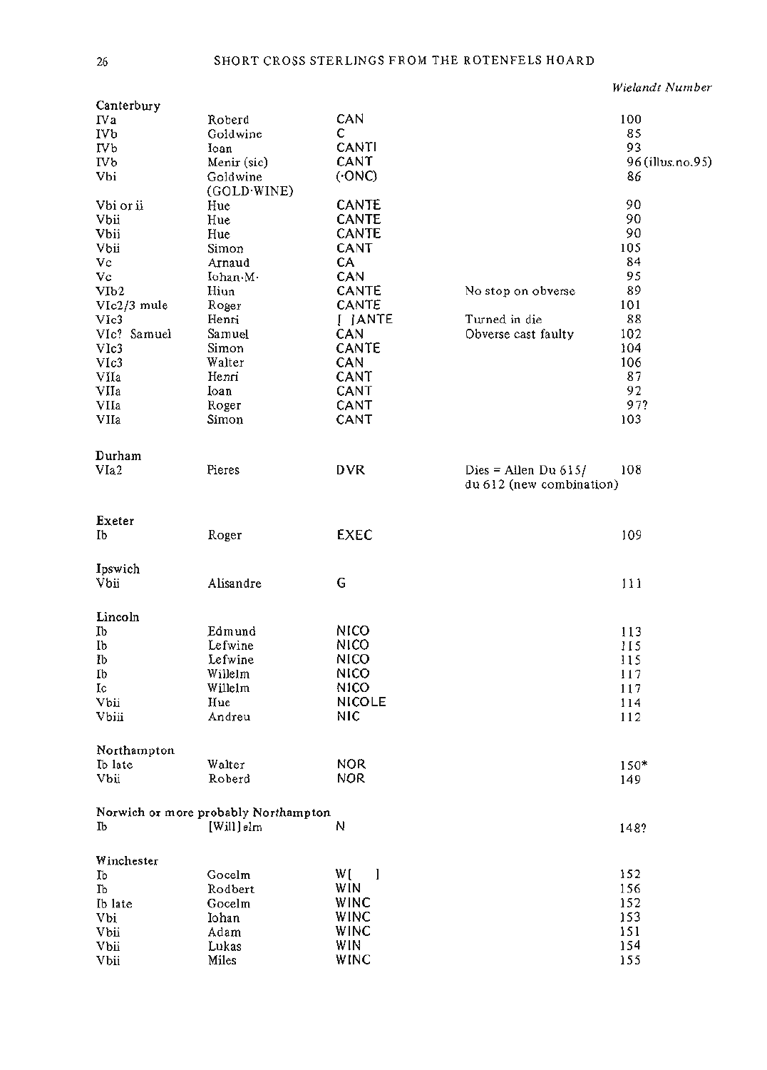| | | | | *Wielandt Number* |
|---|---|---|---|---|
| **Canterbury** | | | | |
| IVa | Roberd | CAN | | 100 |
| IVb | Goldwine | C | | 85 |
| IVb | Ioan | CANTI | | 93 |
| IVb | Menir (sic) | CANT | | 96 (illus.no.95) |
| Vbi | Goldwine (GOLD·WINE) | (·ONC) | | 86 |
| Vbi or ii | Hue | CANTE | | 90 |
| Vbii | Hue | CANTE | | 90 |
| Vbii | Hue | CANTE | | 90 |
| Vbii | Simon | CANT | | 105 |
| Vc | Arnaud | CA | | 84 |
| Vc | Iohan·M· | CAN | | 95 |
| VIb2 | Hiun | CANTE | No stop on obverse | 89 |
| VIc2/3 mule | Roger | CANTE | | 101 |
| VIc3 | Henri | [ ]ANTE | Turned in die | 88 |
| VIc? Samuel | Samuel | CAN | Obverse cast faulty | 102 |
| VIc3 | Simon | CANTE | | 104 |
| VIc3 | Walter | CAN | | 106 |
| VIIa | Henri | CANT | | 87 |
| VIIa | Ioan | CANT | | 92 |
| VIIa | Roger | CANT | | 97? |
| VIIa | Simon | CANT | | 103 |
| **Durham** | | | | |
| VIa2 | Pieres | DVR | Dies = Allen Du 615/ du 612 (new combination) | 108 |
| **Exeter** | | | | |
| Ib | Roger | EXEC | | 109 |
| **Ipswich** | | | | |
| Vbii | Alisandre | G | | 111 |
| **Lincoln** | | | | |
| Ib | Edmund | NICO | | 113 |
| Ib | Lefwine | NICO | | 115 |
| Ib | Lefwine | NICO | | 115 |
| Ib | Willelm | NICO | | 117 |
| Ic | Willelm | NICO | | 117 |
| Vbii | Hue | NICOLE | | 114 |
| Vbiii | Andreu | NIC | | 112 |
| **Northampton** | | | | |
| Ib late | Walter | NOR | | 150* |
| Vbii | Roberd | NOR | | 149 |
| **Norwich or more probably Northampton** | | | | |
| Ib | [Will]elm | N | | 148? |
| **Winchester** | | | | |
| Ib | Gocelm | W[ ] | | 152 |
| Ib | Rodbert | WIN | | 156 |
| Ib late | Gocelm | WINC | | 152 |
| Vbi | Iohan | WINC | | 153 |
| Vbii | Adam | WINC | | 151 |
| Vbii | Lukas | WIN | | 154 |
| Vbii | Miles | WINC | | 155 |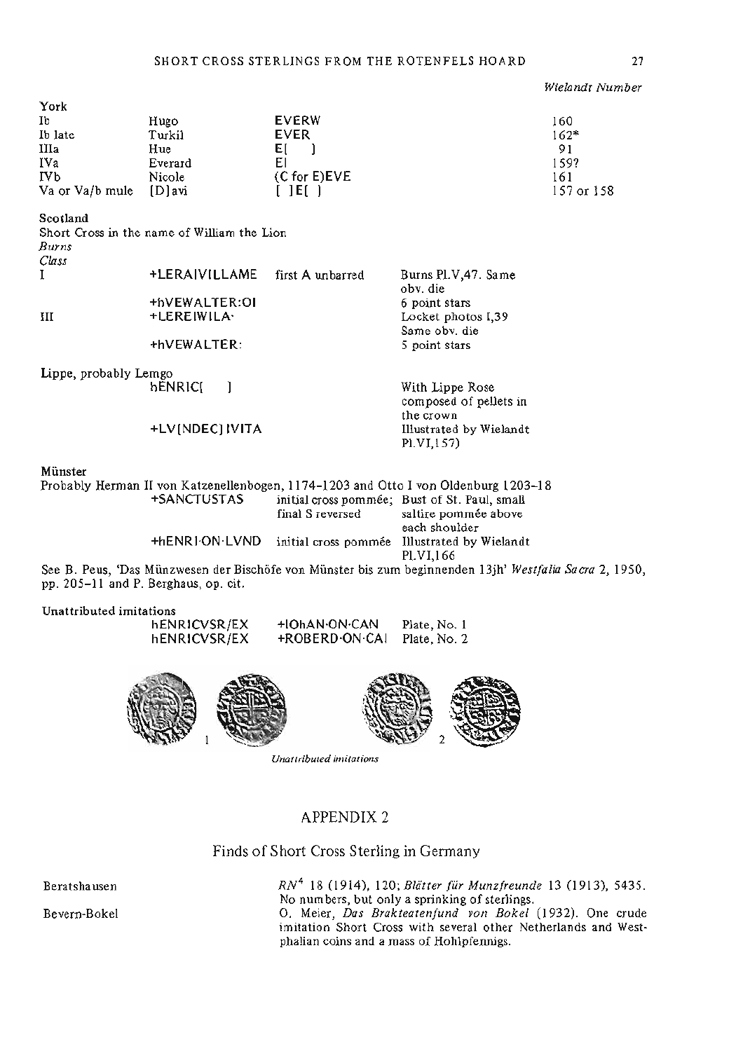*Wielandt Number*

| York | | | |
|---|---|---|---|
| Ib | Hugo | EVERW | 160 |
| Ib late | Turkil | EVER | 162* |
| IIIa | Hue | E[ ] | 91 |
| IVa | Everard | EI | 159? |
| IVb | Nicole | (C for E)EVE | 161 |
| Va or Va/b mule | [D]avi | [ ]E[ ] | 157 or 158 |

**Scotland**

Short Cross in the name of William the Lion

| *Burns Class* | | | |
|---|---|---|---|
| I | +LERAIVILLAME | first A unbarred | Burns Pl.V,47. Same obv. die |
| | +hVEWALTER:OI | | 6 point stars |
| III | +LEREIWILA· | | Locket photos I,39 Same obv. die |
| | +hVEWALTER: | | 5 point stars |

**Lippe, probably Lemgo**

| | |
|---|---|
| hENRIC[ ] | With Lippe Rose composed of pellets in the crown |
| +LV[NDEC]IVITA | Illustrated by Wielandt Pl.VI,157) |

**Münster**

Probably Herman II von Katzenellenbogen, 1174–1203 and Otto I von Oldenburg 1203–18

| | | |
|---|---|---|
| +SANCTUSTAS | initial cross pommée; final S reversed | Bust of St. Paul, small saltire pommée above each shoulder |
| +hENRI·ON·LVND | initial cross pommée | Illustrated by Wielandt Pl.VI,166 |

See B. Peus, 'Das Münzwesen der Bischöfe von Münster bis zum beginnenden 13jh' *Westfalia Sacra* 2, 1950, pp. 205–11 and P. Berghaus, op. cit.

**Unattributed imitations**

| | | |
|---|---|---|
| hENRICVSR/EX | +IOhAN·ON·CAN | Plate, No. 1 |
| hENRICVSR/EX | +ROBERD·ON·CAI | Plate, No. 2 |

1 2

*Unattributed imitations*

## APPENDIX 2

### Finds of Short Cross Sterling in Germany

Beratshausen — *RN*[4] 18 (1914), 120; *Blätter für Munzfreunde* 13 (1913), 5435. No numbers, but only a sprinkling of sterlings.

Bevern-Bokel — O. Meier, *Das Brakteatenfund von Bokel* (1932). One crude imitation Short Cross with several other Netherlands and Westphalian coins and a mass of Hohlpfennigs.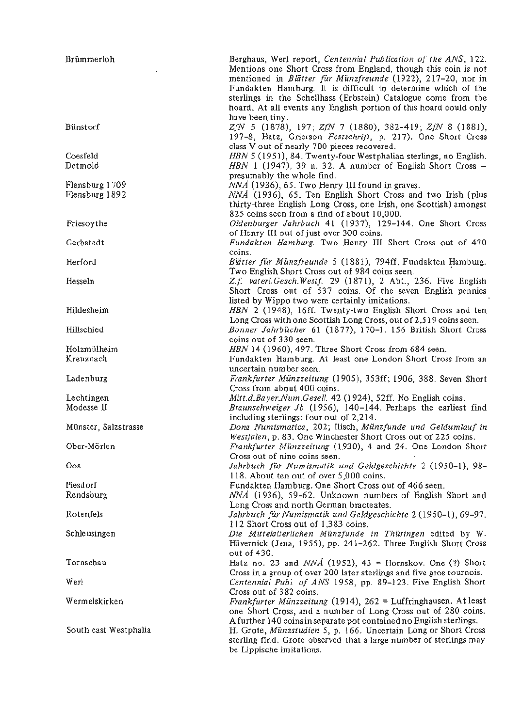| | |
|---|---|
| Brümmerloh | Berghaus, Werl report, *Centennial Publication of the ANS*, 122. Mentions one Short Cross from England, though this coin is not mentioned in *Blätter für Münzfreunde* (1922), 217–20, nor in Fundakten Hamburg. It is difficult to determine which of the sterlings in the Schellhass (Erbstein) Catalogue come from the hoard. At all events any English portion of this hoard could only have been tiny. |
| Bünstorf | *ZfN* 5 (1878), 197; *ZfN* 7 (1880), 382–419; *ZfN* 8 (1881), 197–8, Hatz, Grierson *Festschrift*, p. 217). One Short Cross class V out of nearly 700 pieces recovered. |
| Coesfeld | *HBN* 5 (1951), 84. Twenty-four Westphalian sterlings, no English. |
| Detmold | *HBN* 1 (1947), 39 n. 32. A number of English Short Cross – presumably the whole find. |
| Flensburg 1709 | *NNÅ* (1936), 65. Two Henry III found in graves. |
| Flensburg 1892 | *NNÅ* (1936), 65. Ten English Short Cross and two Irish (plus thirty-three English Long Cross, one Irish, one Scottish) amongst 825 coins seen from a find of about 10,000. |
| Friesoythe | *Oldenburger Jahrbuch* 41 (1937), 129–144. One Short Cross of Henry III out of just over 300 coins. |
| Gerbstedt | *Fundakten Hamburg.* Two Henry III Short Cross out of 470 coins. |
| Herford | *Blätter für Münzfreunde* 5 (1881), 794ff, Fundakten Hamburg. Two English Short Cross out of 984 coins seen. |
| Hesseln | *Z.f. vaterl.Gesch.Westf.* 29 (1871), 2 Abt., 236. Five English Short Cross out of 537 coins. Of the seven English pennies listed by Wippo two were certainly imitations. |
| Hildesheim | *HBN* 2 (1948), 16ff. Twenty-two English Short Cross and ten Long Cross with one Scottish Long Cross, out of 2,519 coins seen. |
| Hillschied | *Bonner Jahrbücher* 61 (1877), 170–1. 156 British Short Cross coins out of 330 seen. |
| Holzmülheim | *HBN* 14 (1960), 497. Three Short Cross from 684 seen. |
| Kreuznach | Fundakten Hamburg. At least one London Short Cross from an uncertain number seen. |
| Ladenburg | *Frankfurter Münzzeitung* (1905), 353ff; 1906, 388. Seven Short Cross from about 400 coins. |
| Lechtingen | *Mitt.d.Bayer.Num.Gesell.* 42 (1924), 52ff. No English coins. |
| Modesse II | *Braunschweiger Jb* (1956), 140–144. Perhaps the earliest find including sterlings: four out of 2,214. |
| Münster, Salzstrasse | *Dona Numismatica*, 202; Ilisch, *Münzfunde und Geldumlauf in Westfalen*, p. 83. One Winchester Short Cross out of 225 coins. |
| Ober-Mörlen | *Frankfurter Münzzeitung* (1930), 4 and 24. One London Short Cross out of nine coins seen. |
| Oos | *Jahrbuch für Numismatik und Geldgeschichte* 2 (1950–1), 98–118. About ten out of over 5,000 coins. |
| Piesdorf | Fundakten Hamburg. One Short Cross out of 466 seen. |
| Rendsburg | *NNÅ* (1936), 59–62. Unknown numbers of English Short and Long Cross and north German bracteates. |
| Rotenfels | *Jahrbuch für Numismatik und Geldgeschichte* 2 (1950–1), 69–97. 112 Short Cross out of 1,383 coins. |
| Schleusingen | *Die Mittelalterlichen Münzfunde in Thüringen* edited by W. Hävernick (Jena, 1955), pp. 241–262. Three English Short Cross out of 430. |
| Tornschau | Hatz no. 23 and *NNÅ* (1952), 43 = Hornskov. One (?) Short Cross in a group of over 200 later sterlings and five gros tournois. |
| Werl | *Centennial Publ. of ANS* 1958, pp. 89–123. Five English Short Cross out of 382 coins. |
| Wermelskirken | *Frankfurter Münzzeitung* (1914), 262 = Luffringhausen. At least one Short Cross, and a number of Long Cross out of 280 coins. A further 140 coins in separate pot contained no English sterlings. |
| South east Westphalia | H. Grote, *Münzstudien* 5, p. 166. Uncertain Long or Short Cross sterling find. Grote observed that a large number of sterlings may be Lippische imitations. |